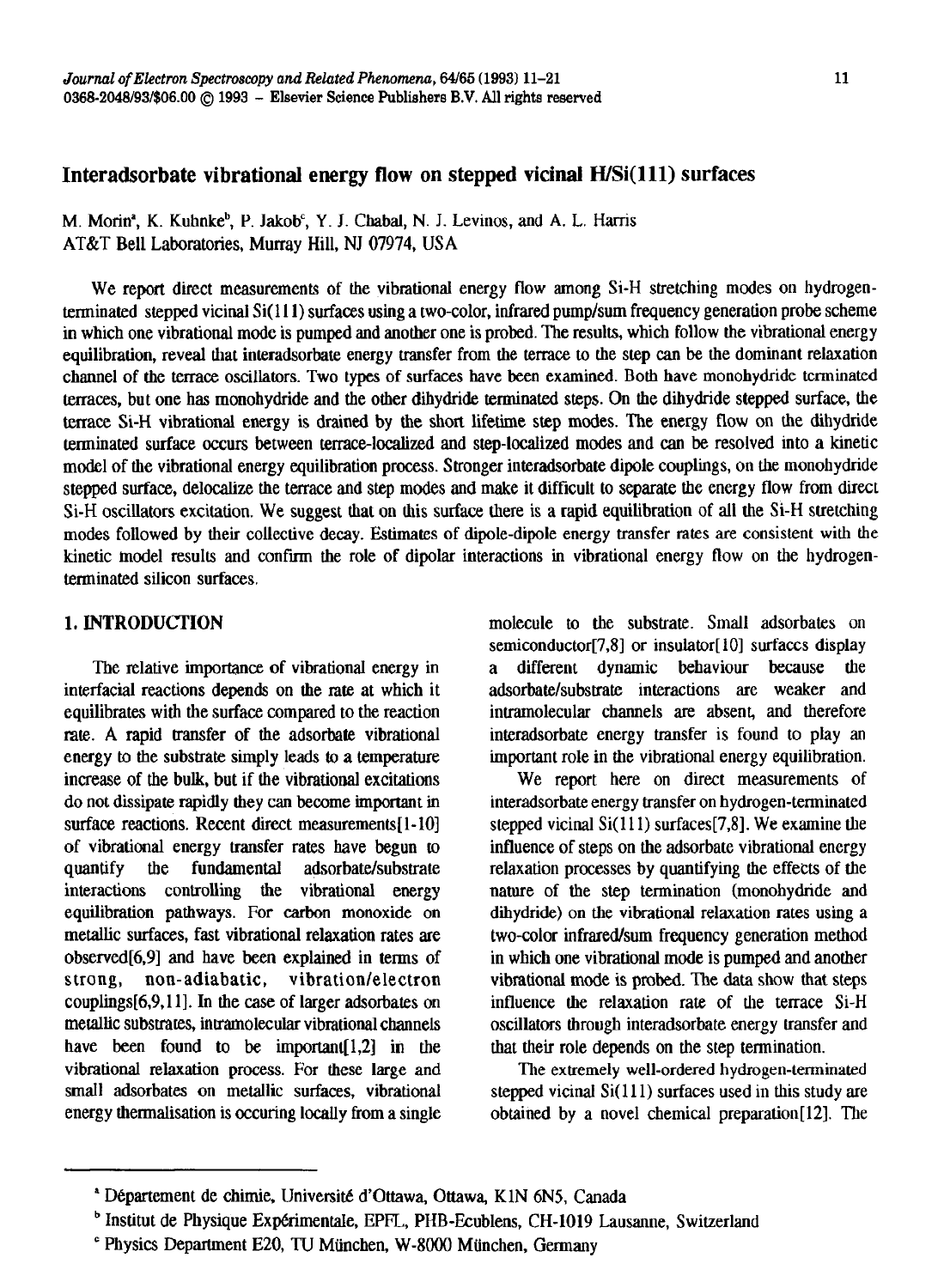# Interadsorbate vibrational energy flow on stepped vicinal H/Si(111) surfaces

M. Morin[a], K. Kuhnke[b], P. Jakob[c], Y. J. Chabal, N. J. Levinos, and A. L. Harris
AT&T Bell Laboratories, Murray Hill, NJ 07974, USA

We report direct measurements of the vibrational energy flow among Si-H stretching modes on hydrogen-terminated stepped vicinal Si(111) surfaces using a two-color, infrared pump/sum frequency generation probe scheme in which one vibrational mode is pumped and another one is probed. The results, which follow the vibrational energy equilibration, reveal that interadsorbate energy transfer from the terrace to the step can be the dominant relaxation channel of the terrace oscillators. Two types of surfaces have been examined. Both have monohydride terminated terraces, but one has monohydride and the other dihydride terminated steps. On the dihydride stepped surface, the terrace Si-H vibrational energy is drained by the short lifetime step modes. The energy flow on the dihydride terminated surface occurs between terrace-localized and step-localized modes and can be resolved into a kinetic model of the vibrational energy equilibration process. Stronger interadsorbate dipole couplings, on the monohydride stepped surface, delocalize the terrace and step modes and make it difficult to separate the energy flow from direct Si-H oscillators excitation. We suggest that on this surface there is a rapid equilibration of all the Si-H stretching modes followed by their collective decay. Estimates of dipole-dipole energy transfer rates are consistent with the kinetic model results and confirm the role of dipolar interactions in vibrational energy flow on the hydrogen-terminated silicon surfaces.

## 1. INTRODUCTION

The relative importance of vibrational energy in interfacial reactions depends on the rate at which it equilibrates with the surface compared to the reaction rate. A rapid transfer of the adsorbate vibrational energy to the substrate simply leads to a temperature increase of the bulk, but if the vibrational excitations do not dissipate rapidly they can become important in surface reactions. Recent direct measurements[1-10] of vibrational energy transfer rates have begun to quantify the fundamental adsorbate/substrate interactions controlling the vibrational energy equilibration pathways. For carbon monoxide on metallic surfaces, fast vibrational relaxation rates are observed[6,9] and have been explained in terms of strong, non-adiabatic, vibration/electron couplings[6,9,11]. In the case of larger adsorbates on metallic substrates, intramolecular vibrational channels have been found to be important[1,2] in the vibrational relaxation process. For these large and small adsorbates on metallic surfaces, vibrational energy thermalisation is occuring locally from a single molecule to the substrate. Small adsorbates on semiconductor[7,8] or insulator[10] surfaces display a different dynamic behaviour because the adsorbate/substrate interactions are weaker and intramolecular channels are absent, and therefore interadsorbate energy transfer is found to play an important role in the vibrational energy equilibration.

We report here on direct measurements of interadsorbate energy transfer on hydrogen-terminated stepped vicinal Si(111) surfaces[7,8]. We examine the influence of steps on the adsorbate vibrational energy relaxation processes by quantifying the effects of the nature of the step termination (monohydride and dihydride) on the vibrational relaxation rates using a two-color infrared/sum frequency generation method in which one vibrational mode is pumped and another vibrational mode is probed. The data show that steps influence the relaxation rate of the terrace Si-H oscillators through interadsorbate energy transfer and that their role depends on the step termination.

The extremely well-ordered hydrogen-terminated stepped vicinal Si(111) surfaces used in this study are obtained by a novel chemical preparation[12]. The

---

[a] Département de chimie, Université d'Ottawa, Ottawa, K1N 6N5, Canada

[b] Institut de Physique Expérimentale, EPFL, PHB-Ecublens, CH-1019 Lausanne, Switzerland

[c] Physics Department E20, TU München, W-8000 München, Germany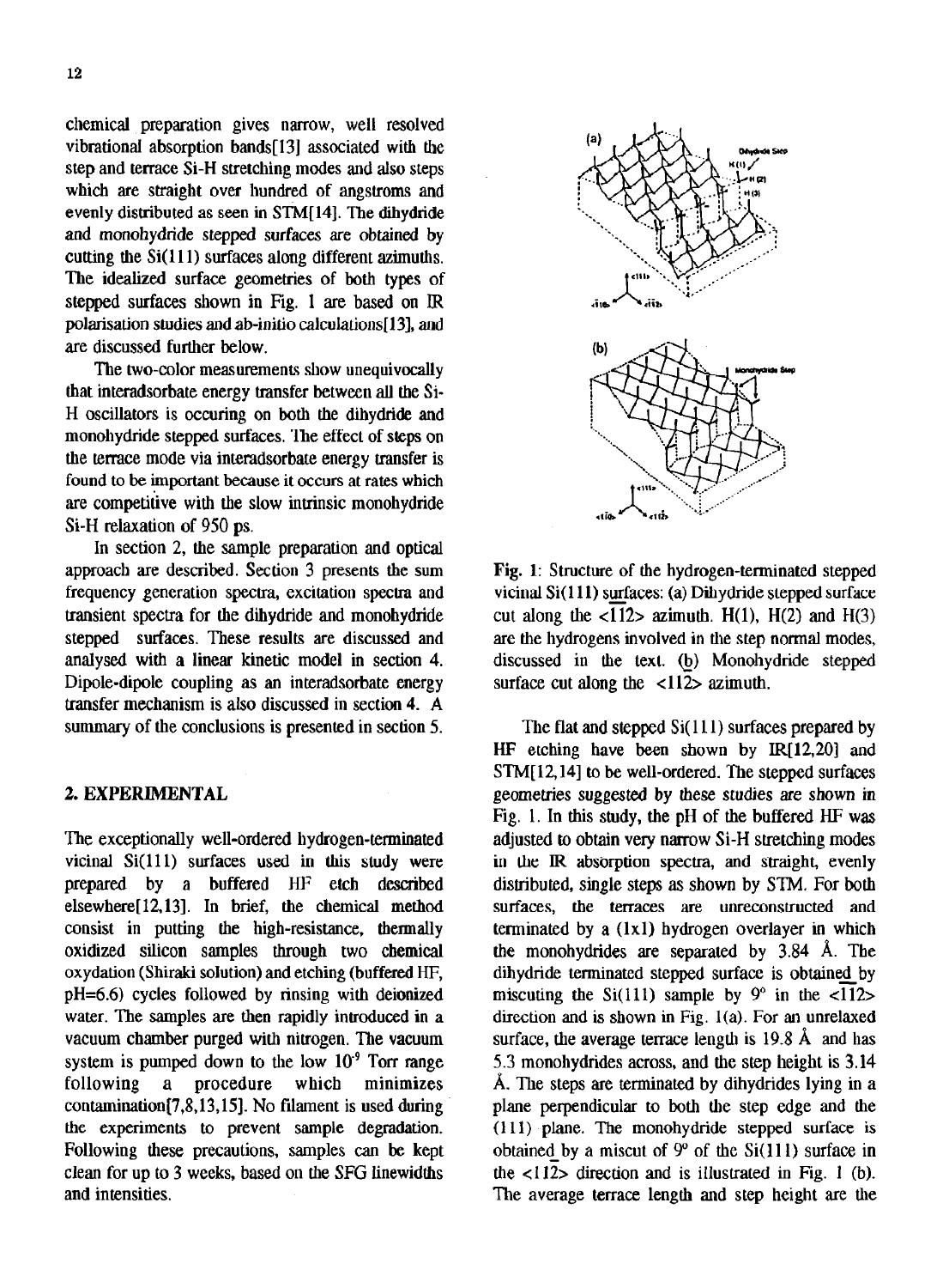chemical preparation gives narrow, well resolved vibrational absorption bands[13] associated with the step and terrace Si-H stretching modes and also steps which are straight over hundred of angstroms and evenly distributed as seen in STM[14]. The dihydride and monohydride stepped surfaces are obtained by cutting the Si(111) surfaces along different azimuths. The idealized surface geometries of both types of stepped surfaces shown in Fig. 1 are based on IR polarisation studies and ab-initio calculations[13], and are discussed further below.

The two-color measurements show unequivocally that interadsorbate energy transfer between all the Si-H oscillators is occuring on both the dihydride and monohydride stepped surfaces. The effect of steps on the terrace mode via interadsorbate energy transfer is found to be important because it occurs at rates which are competitive with the slow intrinsic monohydride Si-H relaxation of 950 ps.

In section 2, the sample preparation and optical approach are described. Section 3 presents the sum frequency generation spectra, excitation spectra and transient spectra for the dihydride and monohydride stepped surfaces. These results are discussed and analysed with a linear kinetic model in section 4. Dipole-dipole coupling as an interadsorbate energy transfer mechanism is also discussed in section 4. A summary of the conclusions is presented in section 5.

## 2. EXPERIMENTAL

The exceptionally well-ordered hydrogen-terminated vicinal Si(111) surfaces used in this study were prepared by a buffered HF etch described elsewhere[12,13]. In brief, the chemical method consist in putting the high-resistance, thermally oxidized silicon samples through two chemical oxydation (Shiraki solution) and etching (buffered HF, pH=6.6) cycles followed by rinsing with deionized water. The samples are then rapidly introduced in a vacuum chamber purged with nitrogen. The vacuum system is pumped down to the low $10^{-9}$ Torr range following a procedure which minimizes contamination[7,8,13,15]. No filament is used during the experiments to prevent sample degradation. Following these precautions, samples can be kept clean for up to 3 weeks, based on the SFG linewidths and intensities.

Fig. 1: Structure of the hydrogen-terminated stepped vicinal Si(111) surfaces: (a) Dihydride stepped surface cut along the $<\bar{1}\bar{1}2>$ azimuth. H(1), H(2) and H(3) are the hydrogens involved in the step normal modes, discussed in the text. (b) Monohydride stepped surface cut along the $<11\bar{2}>$ azimuth.

The flat and stepped Si(111) surfaces prepared by HF etching have been shown by IR[12,20] and STM[12,14] to be well-ordered. The stepped surfaces geometries suggested by these studies are shown in Fig. 1. In this study, the pH of the buffered HF was adjusted to obtain very narrow Si-H stretching modes in the IR absorption spectra, and straight, evenly distributed, single steps as shown by STM. For both surfaces, the terraces are unreconstructed and terminated by a (1x1) hydrogen overlayer in which the monohydrides are separated by 3.84 Å. The dihydride terminated stepped surface is obtained by miscuting the Si(111) sample by 9° in the $<\bar{1}\bar{1}2>$ direction and is shown in Fig. 1(a). For an unrelaxed surface, the average terrace length is 19.8 Å and has 5.3 monohydrides across, and the step height is 3.14 Å. The steps are terminated by dihydrides lying in a plane perpendicular to both the step edge and the (111) plane. The monohydride stepped surface is obtained by a miscut of 9° of the Si(111) surface in the $<11\bar{2}>$ direction and is illustrated in Fig. 1 (b). The average terrace length and step height are the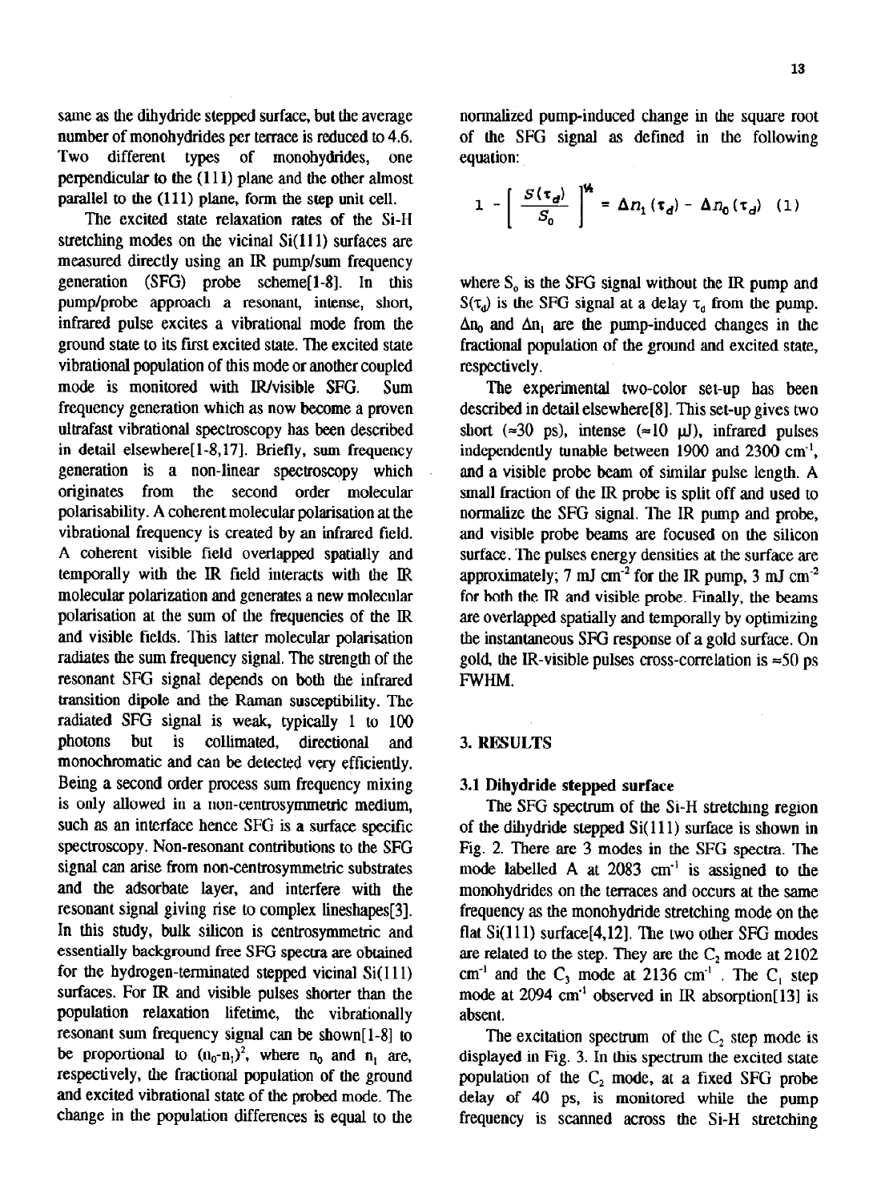same as the dihydride stepped surface, but the average number of monohydrides per terrace is reduced to 4.6. Two different types of monohydrides, one perpendicular to the (111) plane and the other almost parallel to the (111) plane, form the step unit cell.

The excited state relaxation rates of the Si-H stretching modes on the vicinal Si(111) surfaces are measured directly using an IR pump/sum frequency generation (SFG) probe scheme[1-8]. In this pump/probe approach a resonant, intense, short, infrared pulse excites a vibrational mode from the ground state to its first excited state. The excited state vibrational population of this mode or another coupled mode is monitored with IR/visible SFG. Sum frequency generation which as now become a proven ultrafast vibrational spectroscopy has been described in detail elsewhere[1-8,17]. Briefly, sum frequency generation is a non-linear spectroscopy which originates from the second order molecular polarisability. A coherent molecular polarisation at the vibrational frequency is created by an infrared field. A coherent visible field overlapped spatially and temporally with the IR field interacts with the IR molecular polarization and generates a new molecular polarisation at the sum of the frequencies of the IR and visible fields. This latter molecular polarisation radiates the sum frequency signal. The strength of the resonant SFG signal depends on both the infrared transition dipole and the Raman susceptibility. The radiated SFG signal is weak, typically 1 to 100 photons but is collimated, directional and monochromatic and can be detected very efficiently. Being a second order process sum frequency mixing is only allowed in a non-centrosymmetric medium, such as an interface hence SFG is a surface specific spectroscopy. Non-resonant contributions to the SFG signal can arise from non-centrosymmetric substrates and the adsorbate layer, and interfere with the resonant signal giving rise to complex lineshapes[3]. In this study, bulk silicon is centrosymmetric and essentially background free SFG spectra are obtained for the hydrogen-terminated stepped vicinal Si(111) surfaces. For IR and visible pulses shorter than the population relaxation lifetime, the vibrationally resonant sum frequency signal can be shown[1-8] to be proportional to $(n_0-n_1)^2$, where $n_0$ and $n_1$ are, respectively, the fractional population of the ground and excited vibrational state of the probed mode. The change in the population differences is equal to the normalized pump-induced change in the square root of the SFG signal as defined in the following equation:

$$1 - \left[ \frac{S(\tau_d)}{S_0} \right]^{1/2} = \Delta n_1(\tau_d) - \Delta n_0(\tau_d) \quad (1)$$

where $S_0$ is the SFG signal without the IR pump and $S(\tau_d)$ is the SFG signal at a delay $\tau_d$ from the pump. $\Delta n_0$ and $\Delta n_1$ are the pump-induced changes in the fractional population of the ground and excited state, respectively.

The experimental two-color set-up has been described in detail elsewhere[8]. This set-up gives two short ($\approx$30 ps), intense ($\approx$10 μJ), infrared pulses independently tunable between 1900 and 2300 cm$^{-1}$, and a visible probe beam of similar pulse length. A small fraction of the IR probe is split off and used to normalize the SFG signal. The IR pump and probe, and visible probe beams are focused on the silicon surface. The pulses energy densities at the surface are approximately; 7 mJ cm$^{-2}$ for the IR pump, 3 mJ cm$^{-2}$ for both the IR and visible probe. Finally, the beams are overlapped spatially and temporally by optimizing the instantaneous SFG response of a gold surface. On gold, the IR-visible pulses cross-correlation is $\approx$50 ps FWHM.

## 3. RESULTS

### 3.1 Dihydride stepped surface

The SFG spectrum of the Si-H stretching region of the dihydride stepped Si(111) surface is shown in Fig. 2. There are 3 modes in the SFG spectra. The mode labelled A at 2083 cm$^{-1}$ is assigned to the monohydrides on the terraces and occurs at the same frequency as the monohydride stretching mode on the flat Si(111) surface[4,12]. The two other SFG modes are related to the step. They are the $C_2$ mode at 2102 cm$^{-1}$ and the $C_3$ mode at 2136 cm$^{-1}$. The $C_1$ step mode at 2094 cm$^{-1}$ observed in IR absorption[13] is absent.

The excitation spectrum of the $C_2$ step mode is displayed in Fig. 3. In this spectrum the excited state population of the $C_2$ mode, at a fixed SFG probe delay of 40 ps, is monitored while the pump frequency is scanned across the Si-H stretching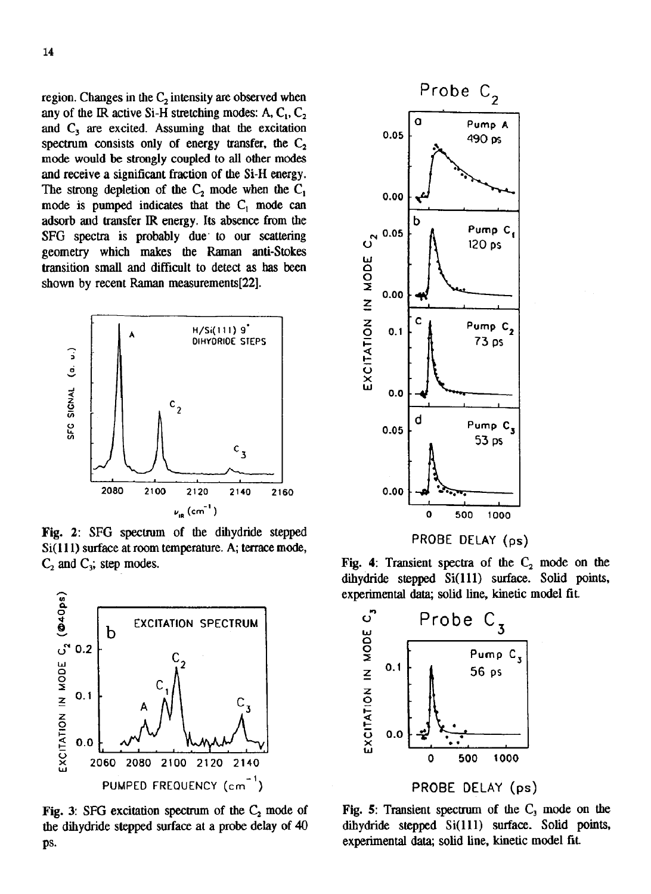region. Changes in the $C_2$ intensity are observed when any of the IR active Si-H stretching modes: A, $C_1$, $C_2$ and $C_3$ are excited. Assuming that the excitation spectrum consists only of energy transfer, the $C_2$ mode would be strongly coupled to all other modes and receive a significant fraction of the Si-H energy. The strong depletion of the $C_2$ mode when the $C_1$ mode is pumped indicates that the $C_1$ mode can adsorb and transfer IR energy. Its absence from the SFG spectra is probably due to our scattering geometry which makes the Raman anti-Stokes transition small and difficult to detect as has been shown by recent Raman measurements[22].

**Fig. 2**: SFG spectrum of the dihydride stepped Si(111) surface at room temperature. A; terrace mode, $C_2$ and $C_3$; step modes.

**Fig. 3**: SFG excitation spectrum of the $C_2$ mode of the dihydride stepped surface at a probe delay of 40 ps.

**Fig. 4**: Transient spectra of the $C_2$ mode on the dihydride stepped Si(111) surface. Solid points, experimental data; solid line, kinetic model fit.

**Fig. 5**: Transient spectrum of the $C_3$ mode on the dihydride stepped Si(111) surface. Solid points, experimental data; solid line, kinetic model fit.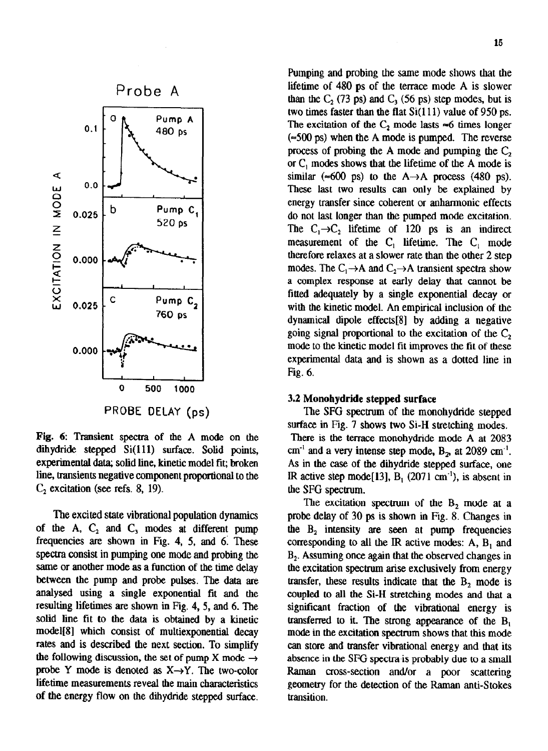Fig. 6: Transient spectra of the A mode on the dihydride stepped Si(111) surface. Solid points, experimental data; solid line, kinetic model fit; broken line, transients negative component proportional to the $C_2$ excitation (see refs. 8, 19).

The excited state vibrational population dynamics of the A, $C_2$ and $C_3$ modes at different pump frequencies are shown in Fig. 4, 5, and 6. These spectra consist in pumping one mode and probing the same or another mode as a function of the time delay between the pump and probe pulses. The data are analysed using a single exponential fit and the resulting lifetimes are shown in Fig. 4, 5, and 6. The solid line fit to the data is obtained by a kinetic model[8] which consist of multiexponential decay rates and is described the next section. To simplify the following discussion, the set of pump X mode $\rightarrow$ probe Y mode is denoted as X$\rightarrow$Y. The two-color lifetime measurements reveal the main characteristics of the energy flow on the dihydride stepped surface.

Pumping and probing the same mode shows that the lifetime of 480 ps of the terrace mode A is slower than the $C_2$ (73 ps) and $C_3$ (56 ps) step modes, but is two times faster than the flat Si(111) value of 950 ps. The excitation of the $C_2$ mode lasts ≈6 times longer (≈500 ps) when the A mode is pumped. The reverse process of probing the A mode and pumping the $C_2$ or $C_1$ modes shows that the lifetime of the A mode is similar (≈600 ps) to the A$\rightarrow$A process (480 ps). These last two results can only be explained by energy transfer since coherent or anharmonic effects do not last longer than the pumped mode excitation. The $C_1\rightarrow C_2$ lifetime of 120 ps is an indirect measurement of the $C_1$ lifetime. The $C_1$ mode therefore relaxes at a slower rate than the other 2 step modes. The $C_1\rightarrow$A and $C_2\rightarrow$A transient spectra show a complex response at early delay that cannot be fitted adequately by a single exponential decay or with the kinetic model. An empirical inclusion of the dynamical dipole effects[8] by adding a negative going signal proportional to the excitation of the $C_2$ mode to the kinetic model fit improves the fit of these experimental data and is shown as a dotted line in Fig. 6.

### 3.2 Monohydride stepped surface

The SFG spectrum of the monohydride stepped surface in Fig. 7 shows two Si-H stretching modes. There is the terrace monohydride mode A at 2083 cm$^{-1}$ and a very intense step mode, $B_2$, at 2089 cm$^{-1}$. As in the case of the dihydride stepped surface, one IR active step mode[13], $B_1$ (2071 cm$^{-1}$), is absent in the SFG spectrum.

The excitation spectrum of the $B_2$ mode at a probe delay of 30 ps is shown in Fig. 8. Changes in the $B_2$ intensity are seen at pump frequencies corresponding to all the IR active modes: A, $B_1$ and $B_2$. Assuming once again that the observed changes in the excitation spectrum arise exclusively from energy transfer, these results indicate that the $B_2$ mode is coupled to all the Si-H stretching modes and that a significant fraction of the vibrational energy is transferred to it. The strong appearance of the $B_1$ mode in the excitation spectrum shows that this mode can store and transfer vibrational energy and that its absence in the SFG spectra is probably due to a small Raman cross-section and/or a poor scattering geometry for the detection of the Raman anti-Stokes transition.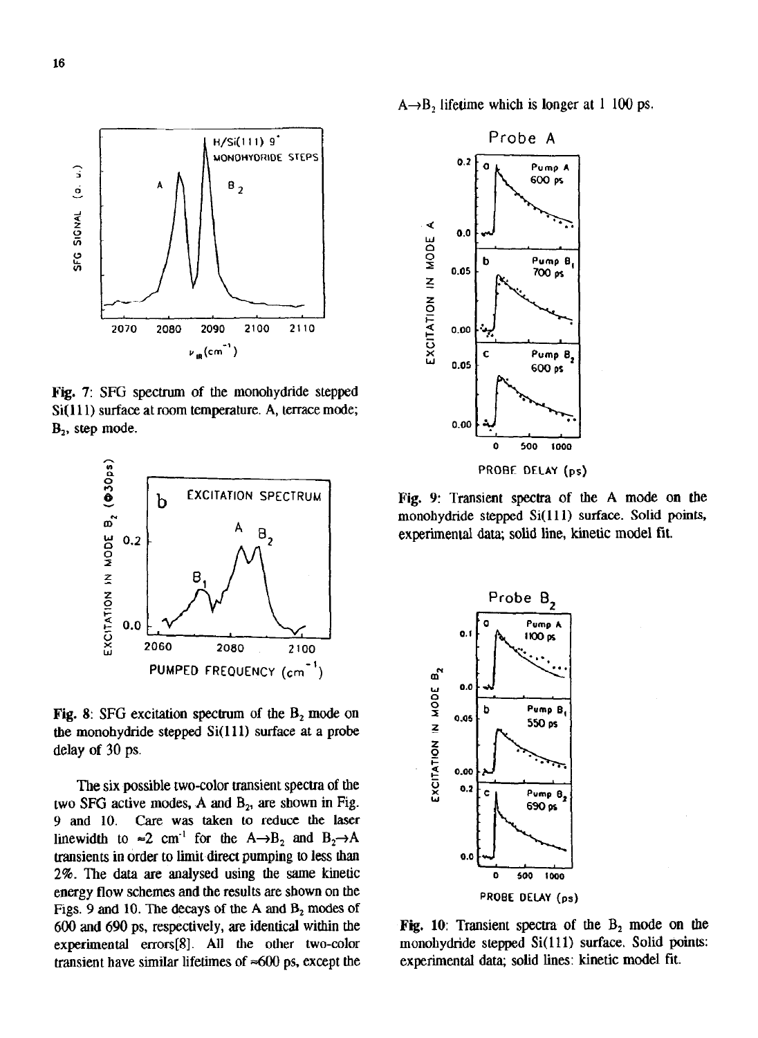Fig. 7: SFG spectrum of the monohydride stepped Si(111) surface at room temperature. A, terrace mode; $B_2$, step mode.

Fig. 8: SFG excitation spectrum of the $B_2$ mode on the monohydride stepped Si(111) surface at a probe delay of 30 ps.

The six possible two-color transient spectra of the two SFG active modes, A and $B_2$, are shown in Fig. 9 and 10. Care was taken to reduce the laser linewidth to $\approx$2 cm$^{-1}$ for the A$\rightarrow B_2$ and $B_2\rightarrow$A transients in order to limit direct pumping to less than 2%. The data are analysed using the same kinetic energy flow schemes and the results are shown on the Figs. 9 and 10. The decays of the A and $B_2$ modes of 600 and 690 ps, respectively, are identical within the experimental errors[8]. All the other two-color transient have similar lifetimes of $\approx$600 ps, except the A$\rightarrow B_2$ lifetime which is longer at 1 100 ps.

Fig. 9: Transient spectra of the A mode on the monohydride stepped Si(111) surface. Solid points, experimental data; solid line, kinetic model fit.

Fig. 10: Transient spectra of the $B_2$ mode on the monohydride stepped Si(111) surface. Solid points: experimental data; solid lines: kinetic model fit.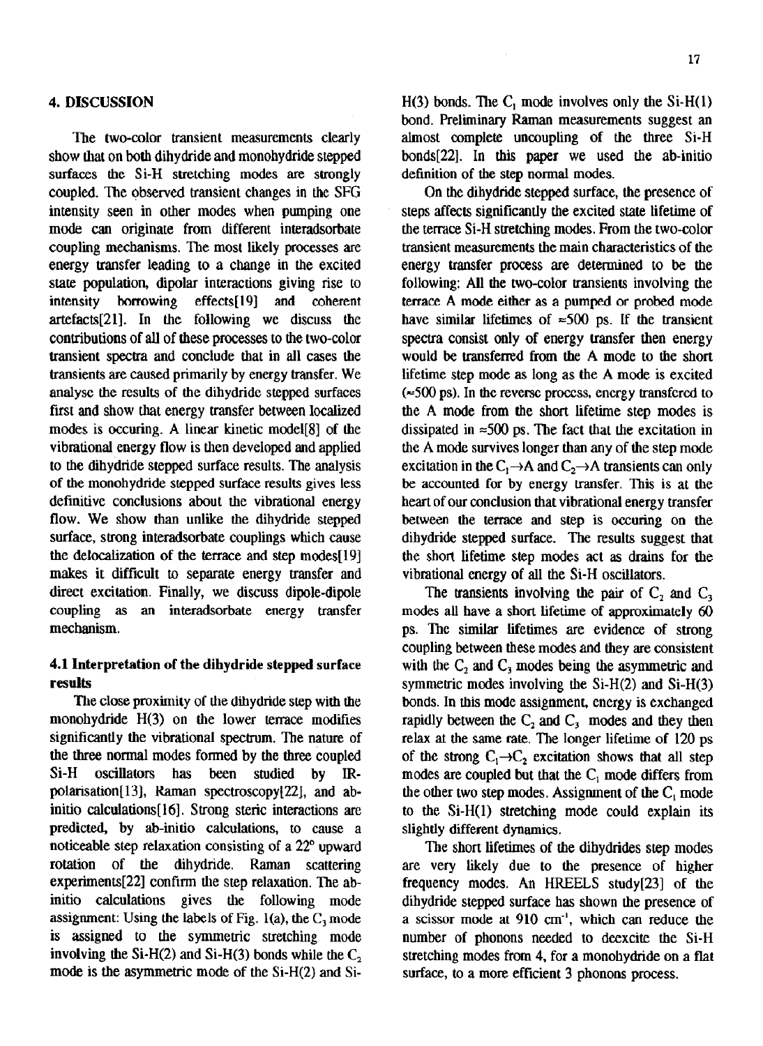## 4. DISCUSSION

The two-color transient measurements clearly show that on both dihydride and monohydride stepped surfaces the Si-H stretching modes are strongly coupled. The observed transient changes in the SFG intensity seen in other modes when pumping one mode can originate from different interadsorbate coupling mechanisms. The most likely processes are energy transfer leading to a change in the excited state population, dipolar interactions giving rise to intensity borrowing effects[19] and coherent artefacts[21]. In the following we discuss the contributions of all of these processes to the two-color transient spectra and conclude that in all cases the transients are caused primarily by energy transfer. We analyse the results of the dihydride stepped surfaces first and show that energy transfer between localized modes is occuring. A linear kinetic model[8] of the vibrational energy flow is then developed and applied to the dihydride stepped surface results. The analysis of the monohydride stepped surface results gives less definitive conclusions about the vibrational energy flow. We show than unlike the dihydride stepped surface, strong interadsorbate couplings which cause the delocalization of the terrace and step modes[19] makes it difficult to separate energy transfer and direct excitation. Finally, we discuss dipole-dipole coupling as an interadsorbate energy transfer mechanism.

### 4.1 Interpretation of the dihydride stepped surface results

The close proximity of the dihydride step with the monohydride H(3) on the lower terrace modifies significantly the vibrational spectrum. The nature of the three normal modes formed by the three coupled Si-H oscillators has been studied by IR-polarisation[13], Raman spectroscopy[22], and ab-initio calculations[16]. Strong steric interactions are predicted, by ab-initio calculations, to cause a noticeable step relaxation consisting of a 22° upward rotation of the dihydride. Raman scattering experiments[22] confirm the step relaxation. The ab-initio calculations gives the following mode assignment: Using the labels of Fig. 1(a), the $C_3$ mode is assigned to the symmetric stretching mode involving the Si-H(2) and Si-H(3) bonds while the $C_2$ mode is the asymmetric mode of the Si-H(2) and Si-H(3) bonds. The $C_1$ mode involves only the Si-H(1) bond. Preliminary Raman measurements suggest an almost complete uncoupling of the three Si-H bonds[22]. In this paper we used the ab-initio definition of the step normal modes.

On the dihydride stepped surface, the presence of steps affects significantly the excited state lifetime of the terrace Si-H stretching modes. From the two-color transient measurements the main characteristics of the energy transfer process are determined to be the following: All the two-color transients involving the terrace A mode either as a pumped or probed mode have similar lifetimes of $\approx$500 ps. If the transient spectra consist only of energy transfer then energy would be transferred from the A mode to the short lifetime step mode as long as the A mode is excited ($\approx$500 ps). In the reverse process, energy transfered to the A mode from the short lifetime step modes is dissipated in $\approx$500 ps. The fact that the excitation in the A mode survives longer than any of the step mode excitation in the $C_1 \rightarrow A$ and $C_2 \rightarrow A$ transients can only be accounted for by energy transfer. This is at the heart of our conclusion that vibrational energy transfer between the terrace and step is occuring on the dihydride stepped surface. The results suggest that the short lifetime step modes act as drains for the vibrational energy of all the Si-H oscillators.

The transients involving the pair of $C_2$ and $C_3$ modes all have a short lifetime of approximately 60 ps. The similar lifetimes are evidence of strong coupling between these modes and they are consistent with the $C_2$ and $C_3$ modes being the asymmetric and symmetric modes involving the Si-H(2) and Si-H(3) bonds. In this mode assignment, energy is exchanged rapidly between the $C_2$ and $C_3$ modes and they then relax at the same rate. The longer lifetime of 120 ps of the strong $C_1 \rightarrow C_2$ excitation shows that all step modes are coupled but that the $C_1$ mode differs from the other two step modes. Assignment of the $C_1$ mode to the Si-H(1) stretching mode could explain its slightly different dynamics.

The short lifetimes of the dihydrides step modes are very likely due to the presence of higher frequency modes. An HREELS study[23] of the dihydride stepped surface has shown the presence of a scissor mode at 910 cm$^{-1}$, which can reduce the number of phonons needed to deexcite the Si-H stretching modes from 4, for a monohydride on a flat surface, to a more efficient 3 phonons process.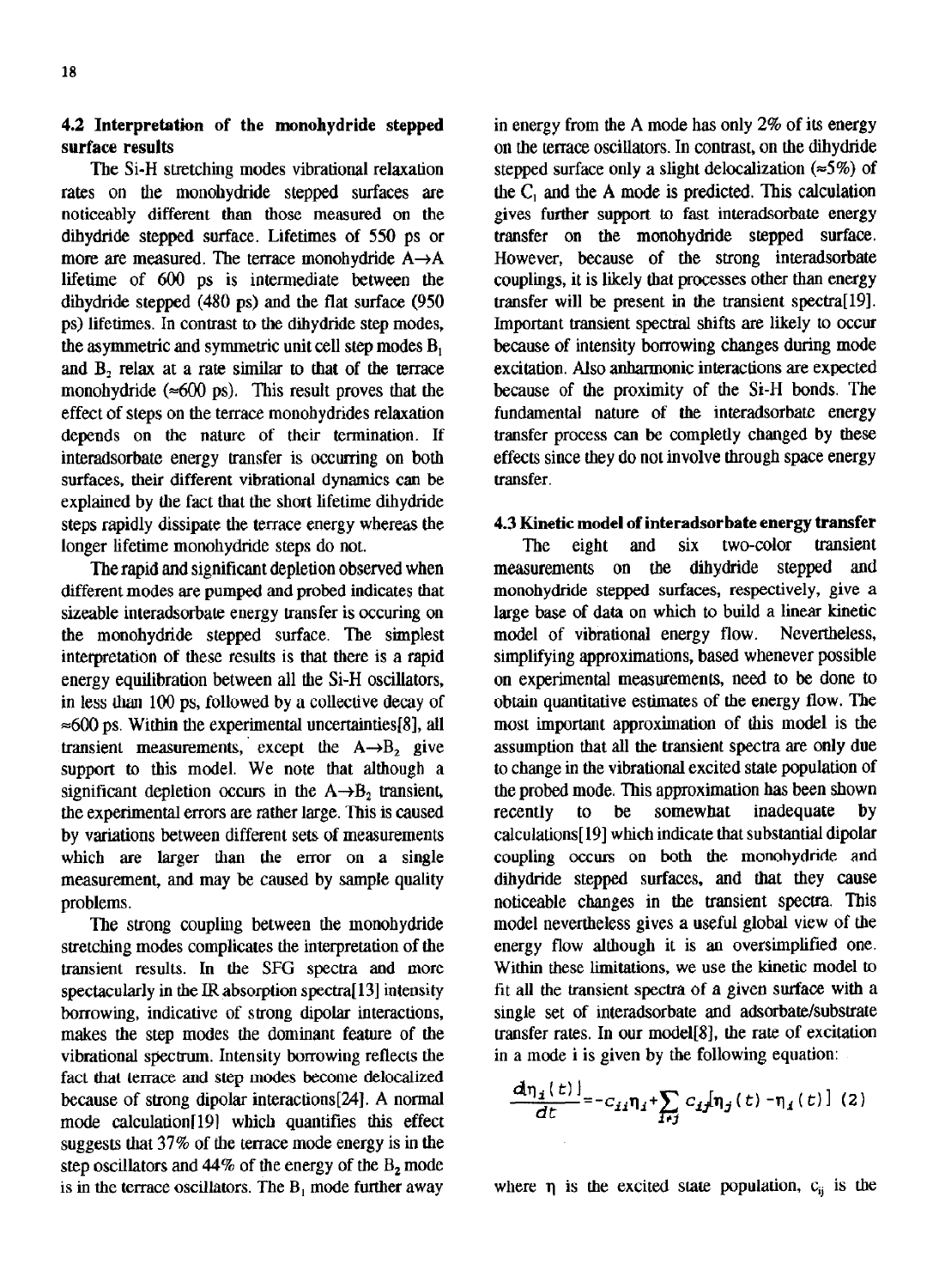### 4.2 Interpretation of the monohydride stepped surface results

The Si-H stretching modes vibrational relaxation rates on the monohydride stepped surfaces are noticeably different than those measured on the dihydride stepped surface. Lifetimes of 550 ps or more are measured. The terrace monohydride A→A lifetime of 600 ps is intermediate between the dihydride stepped (480 ps) and the flat surface (950 ps) lifetimes. In contrast to the dihydride step modes, the asymmetric and symmetric unit cell step modes $B_1$ and $B_2$ relax at a rate similar to that of the terrace monohydride (≈600 ps). This result proves that the effect of steps on the terrace monohydrides relaxation depends on the nature of their termination. If interadsorbate energy transfer is occurring on both surfaces, their different vibrational dynamics can be explained by the fact that the short lifetime dihydride steps rapidly dissipate the terrace energy whereas the longer lifetime monohydride steps do not.

The rapid and significant depletion observed when different modes are pumped and probed indicates that sizeable interadsorbate energy transfer is occuring on the monohydride stepped surface. The simplest interpretation of these results is that there is a rapid energy equilibration between all the Si-H oscillators, in less than 100 ps, followed by a collective decay of ≈600 ps. Within the experimental uncertainties[8], all transient measurements, except the A→$B_2$ give support to this model. We note that although a significant depletion occurs in the A→$B_2$ transient, the experimental errors are rather large. This is caused by variations between different sets of measurements which are larger than the error on a single measurement, and may be caused by sample quality problems.

The strong coupling between the monohydride stretching modes complicates the interpretation of the transient results. In the SFG spectra and more spectacularly in the IR absorption spectra[13] intensity borrowing, indicative of strong dipolar interactions, makes the step modes the dominant feature of the vibrational spectrum. Intensity borrowing reflects the fact that terrace and step modes become delocalized because of strong dipolar interactions[24]. A normal mode calculation[19] which quantifies this effect suggests that 37% of the terrace mode energy is in the step oscillators and 44% of the energy of the $B_2$ mode is in the terrace oscillators. The $B_1$ mode further away in energy from the A mode has only 2% of its energy on the terrace oscillators. In contrast, on the dihydride stepped surface only a slight delocalization (≈5%) of the $C_1$ and the A mode is predicted. This calculation gives further support to fast interadsorbate energy transfer on the monohydride stepped surface. However, because of the strong interadsorbate couplings, it is likely that processes other than energy transfer will be present in the transient spectra[19]. Important transient spectral shifts are likely to occur because of intensity borrowing changes during mode excitation. Also anharmonic interactions are expected because of the proximity of the Si-H bonds. The fundamental nature of the interadsorbate energy transfer process can be completly changed by these effects since they do not involve through space energy transfer.

### 4.3 Kinetic model of interadsorbate energy transfer

The eight and six two-color transient measurements on the dihydride stepped and monohydride stepped surfaces, respectively, give a large base of data on which to build a linear kinetic model of vibrational energy flow. Nevertheless, simplifying approximations, based whenever possible on experimental measurements, need to be done to obtain quantitative estimates of the energy flow. The most important approximation of this model is the assumption that all the transient spectra are only due to change in the vibrational excited state population of the probed mode. This approximation has been shown recently to be somewhat inadequate by calculations[19] which indicate that substantial dipolar coupling occurs on both the monohydride and dihydride stepped surfaces, and that they cause noticeable changes in the transient spectra. This model nevertheless gives a useful global view of the energy flow although it is an oversimplified one. Within these limitations, we use the kinetic model to fit all the transient spectra of a given surface with a single set of interadsorbate and adsorbate/substrate transfer rates. In our model[8], the rate of excitation in a mode i is given by the following equation:

$$\frac{d\eta_i(t)}{dt} = -c_{ii}\eta_i + \sum_{i \neq j} c_{ij}[\eta_j(t) - \eta_i(t)] \quad (2)$$

where $\eta$ is the excited state population, $c_{ij}$ is the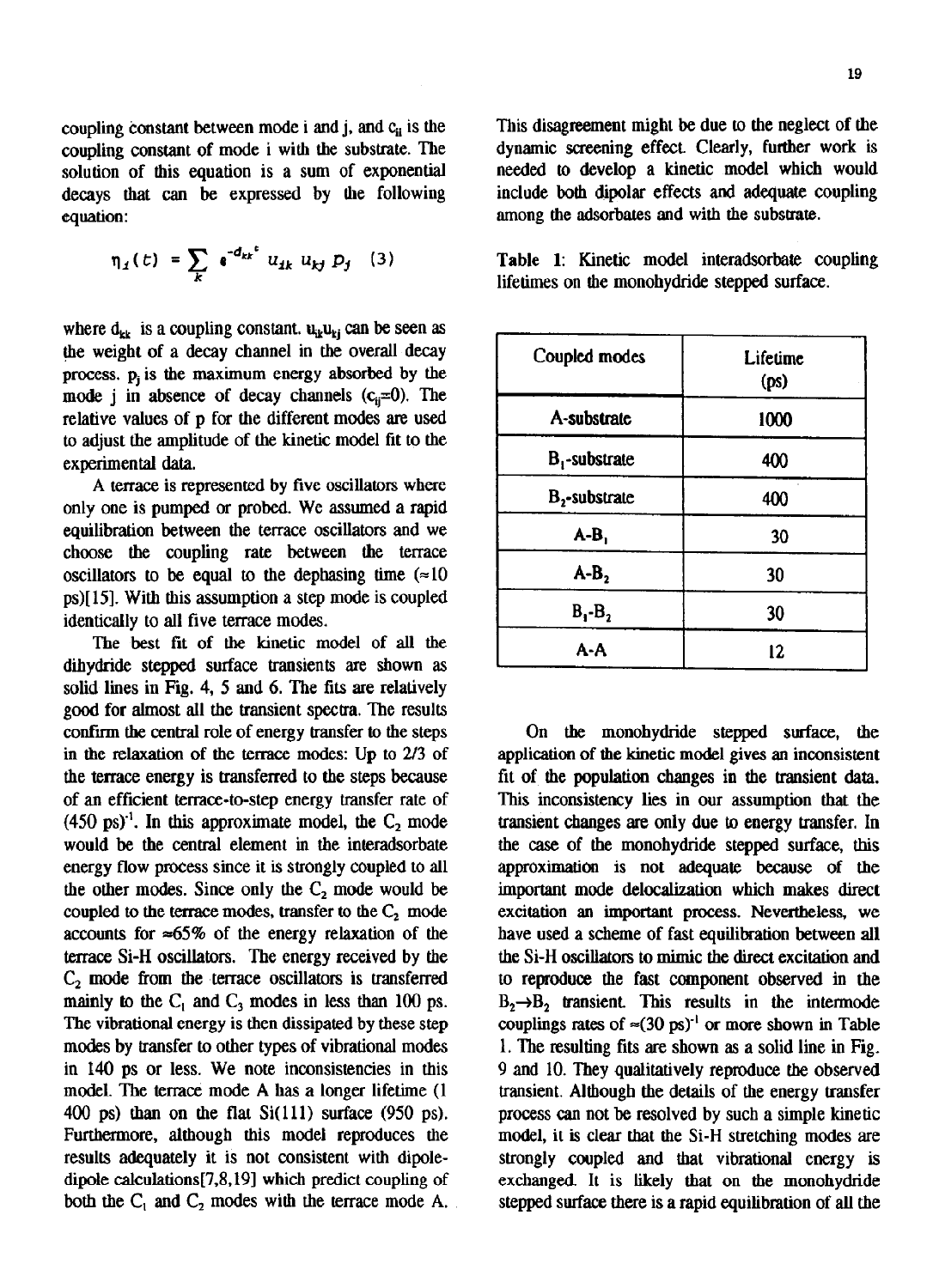coupling constant between mode i and j, and $c_{ii}$ is the coupling constant of mode i with the substrate. The solution of this equation is a sum of exponential decays that can be expressed by the following equation:

$$\eta_i(t) = \sum_k e^{-d_{kk}t} u_{ik} u_{kj} p_j \quad (3)$$

where $d_{kk}$ is a coupling constant. $u_{ik}u_{kj}$ can be seen as the weight of a decay channel in the overall decay process. $p_j$ is the maximum energy absorbed by the mode j in absence of decay channels ($c_{ij}$=0). The relative values of p for the different modes are used to adjust the amplitude of the kinetic model fit to the experimental data.

A terrace is represented by five oscillators where only one is pumped or probed. We assumed a rapid equilibration between the terrace oscillators and we choose the coupling rate between the terrace oscillators to be equal to the dephasing time (≈10 ps)[15]. With this assumption a step mode is coupled identically to all five terrace modes.

The best fit of the kinetic model of all the dihydride stepped surface transients are shown as solid lines in Fig. 4, 5 and 6. The fits are relatively good for almost all the transient spectra. The results confirm the central role of energy transfer to the steps in the relaxation of the terrace modes: Up to 2/3 of the terrace energy is transferred to the steps because of an efficient terrace-to-step energy transfer rate of $(450\ \text{ps})^{-1}$. In this approximate model, the $C_2$ mode would be the central element in the interadsorbate energy flow process since it is strongly coupled to all the other modes. Since only the $C_2$ mode would be coupled to the terrace modes, transfer to the $C_2$ mode accounts for ≈65% of the energy relaxation of the terrace Si-H oscillators. The energy received by the $C_2$ mode from the terrace oscillators is transferred mainly to the $C_1$ and $C_3$ modes in less than 100 ps. The vibrational energy is then dissipated by these step modes by transfer to other types of vibrational modes in 140 ps or less. We note inconsistencies in this model. The terrace mode A has a longer lifetime (1 400 ps) than on the flat Si(111) surface (950 ps). Furthermore, although this model reproduces the results adequately it is not consistent with dipole-dipole calculations[7,8,19] which predict coupling of both the $C_1$ and $C_2$ modes with the terrace mode A. This disagreement might be due to the neglect of the dynamic screening effect. Clearly, further work is needed to develop a kinetic model which would include both dipolar effects and adequate coupling among the adsorbates and with the substrate.

Table 1: Kinetic model interadsorbate coupling lifetimes on the monohydride stepped surface.

| Coupled modes | Lifetime (ps) |
|---|---|
| A-substrate | 1000 |
| $B_1$-substrate | 400 |
| $B_2$-substrate | 400 |
| A-$B_1$ | 30 |
| A-$B_2$ | 30 |
| $B_1$-$B_2$ | 30 |
| A-A | 12 |

On the monohydride stepped surface, the application of the kinetic model gives an inconsistent fit of the population changes in the transient data. This inconsistency lies in our assumption that the transient changes are only due to energy transfer. In the case of the monohydride stepped surface, this approximation is not adequate because of the important mode delocalization which makes direct excitation an important process. Nevertheless, we have used a scheme of fast equilibration between all the Si-H oscillators to mimic the direct excitation and to reproduce the fast component observed in the $B_2 \rightarrow B_2$ transient. This results in the intermode couplings rates of $\approx(30\ \text{ps})^{-1}$ or more shown in Table 1. The resulting fits are shown as a solid line in Fig. 9 and 10. They qualitatively reproduce the observed transient. Although the details of the energy transfer process can not be resolved by such a simple kinetic model, it is clear that the Si-H stretching modes are strongly coupled and that vibrational energy is exchanged. It is likely that on the monohydride stepped surface there is a rapid equilibration of all the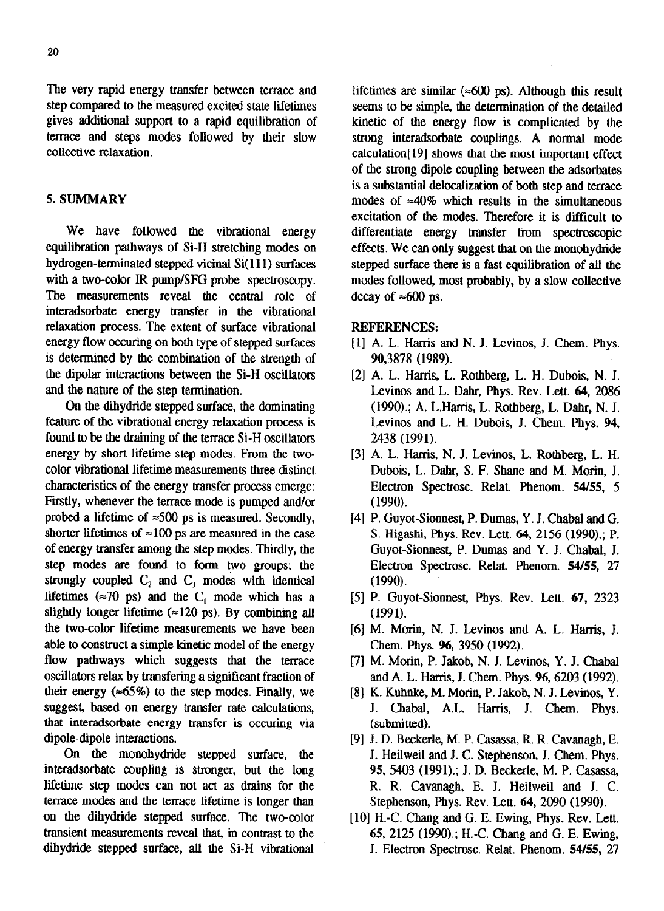The very rapid energy transfer between terrace and step compared to the measured excited state lifetimes gives additional support to a rapid equilibration of terrace and steps modes followed by their slow collective relaxation.

## 5. SUMMARY

We have followed the vibrational energy equilibration pathways of Si-H stretching modes on hydrogen-terminated stepped vicinal Si(111) surfaces with a two-color IR pump/SFG probe spectroscopy. The measurements reveal the central role of interadsorbate energy transfer in the vibrational relaxation process. The extent of surface vibrational energy flow occuring on both type of stepped surfaces is determined by the combination of the strength of the dipolar interactions between the Si-H oscillators and the nature of the step termination.

On the dihydride stepped surface, the dominating feature of the vibrational energy relaxation process is found to be the draining of the terrace Si-H oscillators energy by short lifetime step modes. From the two-color vibrational lifetime measurements three distinct characteristics of the energy transfer process emerge: Firstly, whenever the terrace mode is pumped and/or probed a lifetime of ≈500 ps is measured. Secondly, shorter lifetimes of ≈100 ps are measured in the case of energy transfer among the step modes. Thirdly, the step modes are found to form two groups; the strongly coupled $C_2$ and $C_3$ modes with identical lifetimes (≈70 ps) and the $C_1$ mode which has a slightly longer lifetime (≈120 ps). By combining all the two-color lifetime measurements we have been able to construct a simple kinetic model of the energy flow pathways which suggests that the terrace oscillators relax by transfering a significant fraction of their energy (≈65%) to the step modes. Finally, we suggest, based on energy transfer rate calculations, that interadsorbate energy transfer is occuring via dipole-dipole interactions.

On the monohydride stepped surface, the interadsorbate coupling is stronger, but the long lifetime step modes can not act as drains for the terrace modes and the terrace lifetime is longer than on the dihydride stepped surface. The two-color transient measurements reveal that, in contrast to the dihydride stepped surface, all the Si-H vibrational lifetimes are similar (≈600 ps). Although this result seems to be simple, the determination of the detailed kinetic of the energy flow is complicated by the strong interadsorbate couplings. A normal mode calculation[19] shows that the most important effect of the strong dipole coupling between the adsorbates is a substantial delocalization of both step and terrace modes of ≈40% which results in the simultaneous excitation of the modes. Therefore it is difficult to differentiate energy transfer from spectroscopic effects. We can only suggest that on the monohydride stepped surface there is a fast equilibration of all the modes followed, most probably, by a slow collective decay of ≈600 ps.

## REFERENCES:

[1] A. L. Harris and N. J. Levinos, J. Chem. Phys. **90**,3878 (1989).

[2] A. L. Harris, L. Rothberg, L. H. Dubois, N. J. Levinos and L. Dahr, Phys. Rev. Lett. **64**, 2086 (1990).; A. L.Harris, L. Rothberg, L. Dahr, N. J. Levinos and L. H. Dubois, J. Chem. Phys. **94**, 2438 (1991).

[3] A. L. Harris, N. J. Levinos, L. Rothberg, L. H. Dubois, L. Dahr, S. F. Shane and M. Morin, J. Electron Spectrosc. Relat. Phenom. **54/55**, 5 (1990).

[4] P. Guyot-Sionnest, P. Dumas, Y. J. Chabal and G. S. Higashi, Phys. Rev. Lett. **64**, 2156 (1990).; P. Guyot-Sionnest, P. Dumas and Y. J. Chabal, J. Electron Spectrosc. Relat. Phenom. **54/55**, 27 (1990).

[5] P. Guyot-Sionnest, Phys. Rev. Lett. **67**, 2323 (1991).

[6] M. Morin, N. J. Levinos and A. L. Harris, J. Chem. Phys. **96**, 3950 (1992).

[7] M. Morin, P. Jakob, N. J. Levinos, Y. J. Chabal and A. L. Harris, J. Chem. Phys. **96**, 6203 (1992).

[8] K. Kuhnke, M. Morin, P. Jakob, N. J. Levinos, Y. J. Chabal, A.L. Harris, J. Chem. Phys. (submitted).

[9] J. D. Beckerle, M. P. Casassa, R. R. Cavanagh, E. J. Heilweil and J. C. Stephenson, J. Chem. Phys. **95**, 5403 (1991).; J. D. Beckerle, M. P. Casassa, R. R. Cavanagh, E. J. Heilweil and J. C. Stephenson, Phys. Rev. Lett. **64**, 2090 (1990).

[10] H.-C. Chang and G. E. Ewing, Phys. Rev. Lett. **65**, 2125 (1990).; H.-C. Chang and G. E. Ewing, J. Electron Spectrosc. Relat. Phenom. **54/55**, 27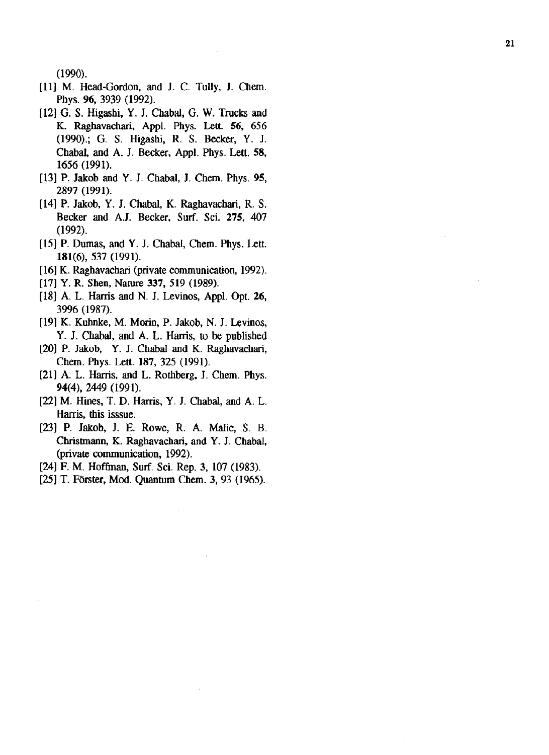(1990).

[11] M. Head-Gordon, and J. C. Tully, J. Chem. Phys. **96**, 3939 (1992).

[12] G. S. Higashi, Y. J. Chabal, G. W. Trucks and K. Raghavachari, Appl. Phys. Lett. **56**, 656 (1990).; G. S. Higashi, R. S. Becker, Y. J. Chabal, and A. J. Becker, Appl. Phys. Lett. **58**, 1656 (1991).

[13] P. Jakob and Y. J. Chabal, J. Chem. Phys. **95**, 2897 (1991).

[14] P. Jakob, Y. J. Chabal, K. Raghavachari, R. S. Becker and A.J. Becker, Surf. Sci. **275**, 407 (1992).

[15] P. Dumas, and Y. J. Chabal, Chem. Phys. Lett. **181**(6), 537 (1991).

[16] K. Raghavachari (private communication, 1992).

[17] Y. R. Shen, Nature **337**, 519 (1989).

[18] A. L. Harris and N. J. Levinos, Appl. Opt. **26**, 3996 (1987).

[19] K. Kuhnke, M. Morin, P. Jakob, N. J. Levinos, Y. J. Chabal, and A. L. Harris, to be published

[20] P. Jakob, Y. J. Chabal and K. Raghavachari, Chem. Phys. Lett. **187**, 325 (1991).

[21] A. L. Harris, and L. Rothberg, J. Chem. Phys. **94**(4), 2449 (1991).

[22] M. Hines, T. D. Harris, Y. J. Chabal, and A. L. Harris, this isssue.

[23] P. Jakob, J. E. Rowe, R. A. Malic, S. B. Christmann, K. Raghavachari, and Y. J. Chabal, (private communication, 1992).

[24] F. M. Hoffman, Surf. Sci. Rep. **3**, 107 (1983).

[25] T. Förster, Mod. Quantum Chem. **3**, 93 (1965).